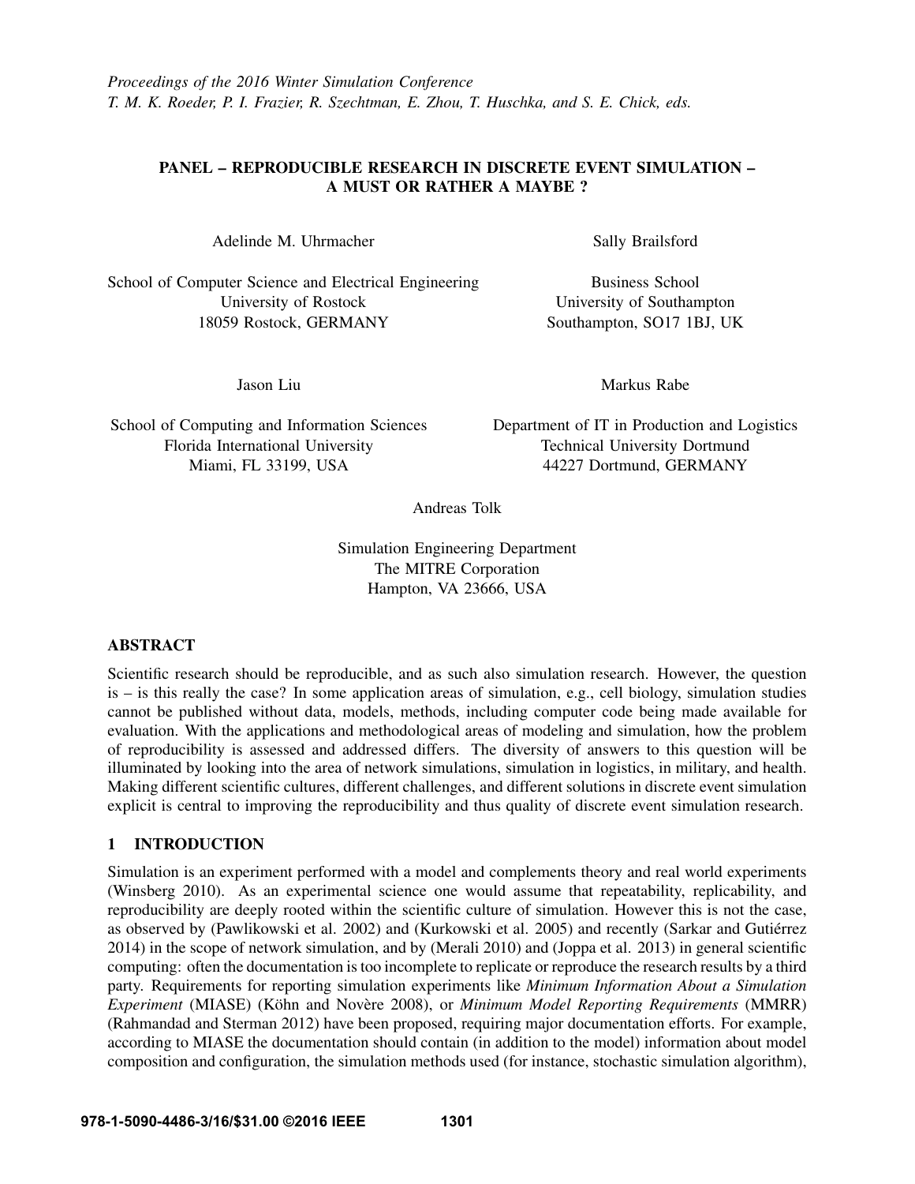*Proceedings of the 2016 Winter Simulation Conference*
*T. M. K. Roeder, P. I. Frazier, R. Szechtman, E. Zhou, T. Huschka, and S. E. Chick, eds.*

# PANEL – REPRODUCIBLE RESEARCH IN DISCRETE EVENT SIMULATION – A MUST OR RATHER A MAYBE ?

Adelinde M. Uhrmacher

School of Computer Science and Electrical Engineering
University of Rostock
18059 Rostock, GERMANY

Sally Brailsford

Business School
University of Southampton
Southampton, SO17 1BJ, UK

Jason Liu

School of Computing and Information Sciences
Florida International University
Miami, FL 33199, USA

Markus Rabe

Department of IT in Production and Logistics
Technical University Dortmund
44227 Dortmund, GERMANY

Andreas Tolk

Simulation Engineering Department
The MITRE Corporation
Hampton, VA 23666, USA

## ABSTRACT

Scientific research should be reproducible, and as such also simulation research. However, the question is – is this really the case? In some application areas of simulation, e.g., cell biology, simulation studies cannot be published without data, models, methods, including computer code being made available for evaluation. With the applications and methodological areas of modeling and simulation, how the problem of reproducibility is assessed and addressed differs. The diversity of answers to this question will be illuminated by looking into the area of network simulations, simulation in logistics, in military, and health. Making different scientific cultures, different challenges, and different solutions in discrete event simulation explicit is central to improving the reproducibility and thus quality of discrete event simulation research.

## 1 INTRODUCTION

Simulation is an experiment performed with a model and complements theory and real world experiments (Winsberg 2010). As an experimental science one would assume that repeatability, replicability, and reproducibility are deeply rooted within the scientific culture of simulation. However this is not the case, as observed by (Pawlikowski et al. 2002) and (Kurkowski et al. 2005) and recently (Sarkar and Gutiérrez 2014) in the scope of network simulation, and by (Merali 2010) and (Joppa et al. 2013) in general scientific computing: often the documentation is too incomplete to replicate or reproduce the research results by a third party. Requirements for reporting simulation experiments like *Minimum Information About a Simulation Experiment* (MIASE) (Köhn and Novère 2008), or *Minimum Model Reporting Requirements* (MMRR) (Rahmandad and Sterman 2012) have been proposed, requiring major documentation efforts. For example, according to MIASE the documentation should contain (in addition to the model) information about model composition and configuration, the simulation methods used (for instance, stochastic simulation algorithm),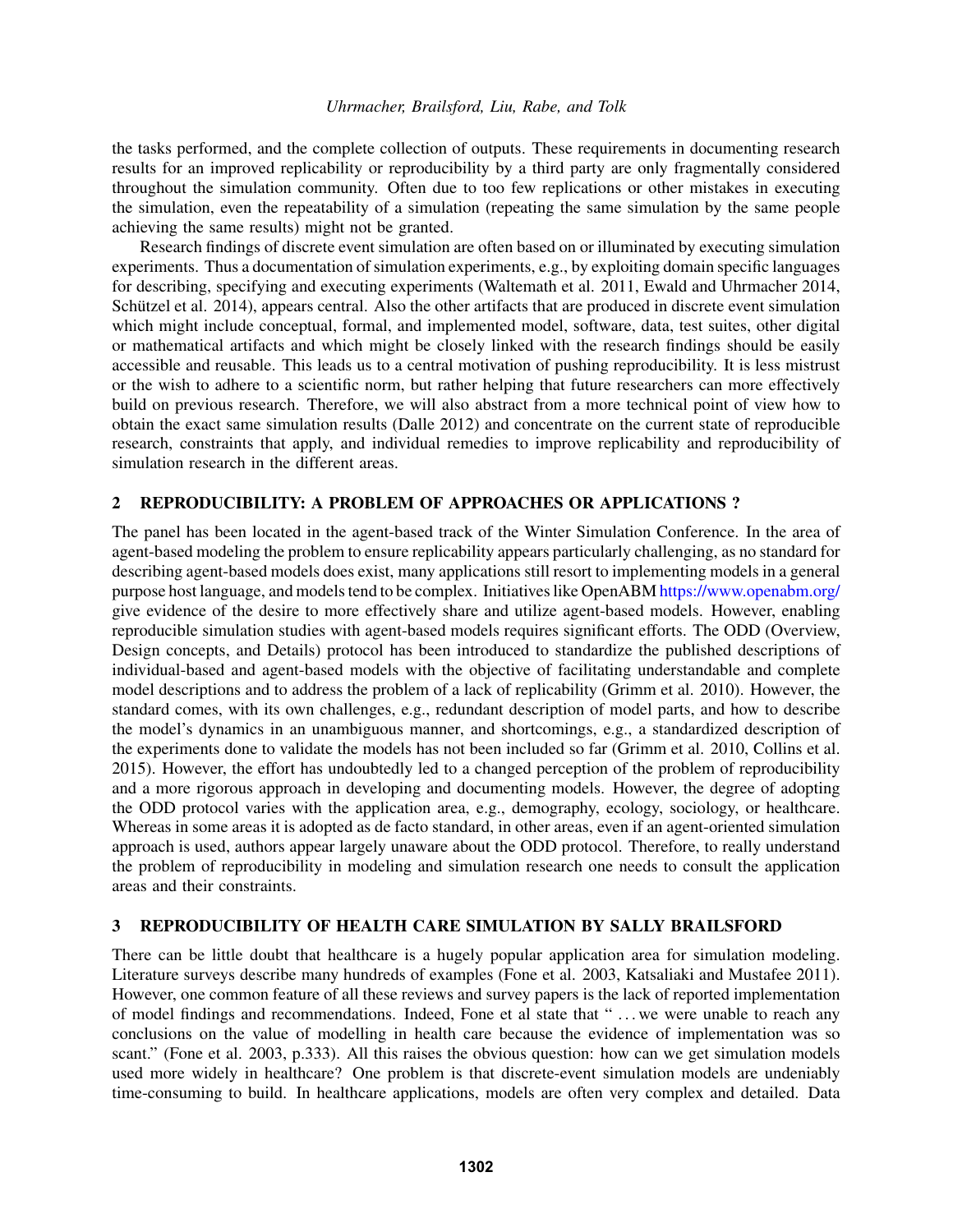the tasks performed, and the complete collection of outputs. These requirements in documenting research results for an improved replicability or reproducibility by a third party are only fragmentally considered throughout the simulation community. Often due to too few replications or other mistakes in executing the simulation, even the repeatability of a simulation (repeating the same simulation by the same people achieving the same results) might not be granted.

Research findings of discrete event simulation are often based on or illuminated by executing simulation experiments. Thus a documentation of simulation experiments, e.g., by exploiting domain specific languages for describing, specifying and executing experiments (Waltemath et al. 2011, Ewald and Uhrmacher 2014, Schützel et al. 2014), appears central. Also the other artifacts that are produced in discrete event simulation which might include conceptual, formal, and implemented model, software, data, test suites, other digital or mathematical artifacts and which might be closely linked with the research findings should be easily accessible and reusable. This leads us to a central motivation of pushing reproducibility. It is less mistrust or the wish to adhere to a scientific norm, but rather helping that future researchers can more effectively build on previous research. Therefore, we will also abstract from a more technical point of view how to obtain the exact same simulation results (Dalle 2012) and concentrate on the current state of reproducible research, constraints that apply, and individual remedies to improve replicability and reproducibility of simulation research in the different areas.

## 2 REPRODUCIBILITY: A PROBLEM OF APPROACHES OR APPLICATIONS ?

The panel has been located in the agent-based track of the Winter Simulation Conference. In the area of agent-based modeling the problem to ensure replicability appears particularly challenging, as no standard for describing agent-based models does exist, many applications still resort to implementing models in a general purpose host language, and models tend to be complex. Initiatives like OpenABM https://www.openabm.org/ give evidence of the desire to more effectively share and utilize agent-based models. However, enabling reproducible simulation studies with agent-based models requires significant efforts. The ODD (Overview, Design concepts, and Details) protocol has been introduced to standardize the published descriptions of individual-based and agent-based models with the objective of facilitating understandable and complete model descriptions and to address the problem of a lack of replicability (Grimm et al. 2010). However, the standard comes, with its own challenges, e.g., redundant description of model parts, and how to describe the model's dynamics in an unambiguous manner, and shortcomings, e.g., a standardized description of the experiments done to validate the models has not been included so far (Grimm et al. 2010, Collins et al. 2015). However, the effort has undoubtedly led to a changed perception of the problem of reproducibility and a more rigorous approach in developing and documenting models. However, the degree of adopting the ODD protocol varies with the application area, e.g., demography, ecology, sociology, or healthcare. Whereas in some areas it is adopted as de facto standard, in other areas, even if an agent-oriented simulation approach is used, authors appear largely unaware about the ODD protocol. Therefore, to really understand the problem of reproducibility in modeling and simulation research one needs to consult the application areas and their constraints.

## 3 REPRODUCIBILITY OF HEALTH CARE SIMULATION BY SALLY BRAILSFORD

There can be little doubt that healthcare is a hugely popular application area for simulation modeling. Literature surveys describe many hundreds of examples (Fone et al. 2003, Katsaliaki and Mustafee 2011). However, one common feature of all these reviews and survey papers is the lack of reported implementation of model findings and recommendations. Indeed, Fone et al state that " . . . we were unable to reach any conclusions on the value of modelling in health care because the evidence of implementation was so scant." (Fone et al. 2003, p.333). All this raises the obvious question: how can we get simulation models used more widely in healthcare? One problem is that discrete-event simulation models are undeniably time-consuming to build. In healthcare applications, models are often very complex and detailed. Data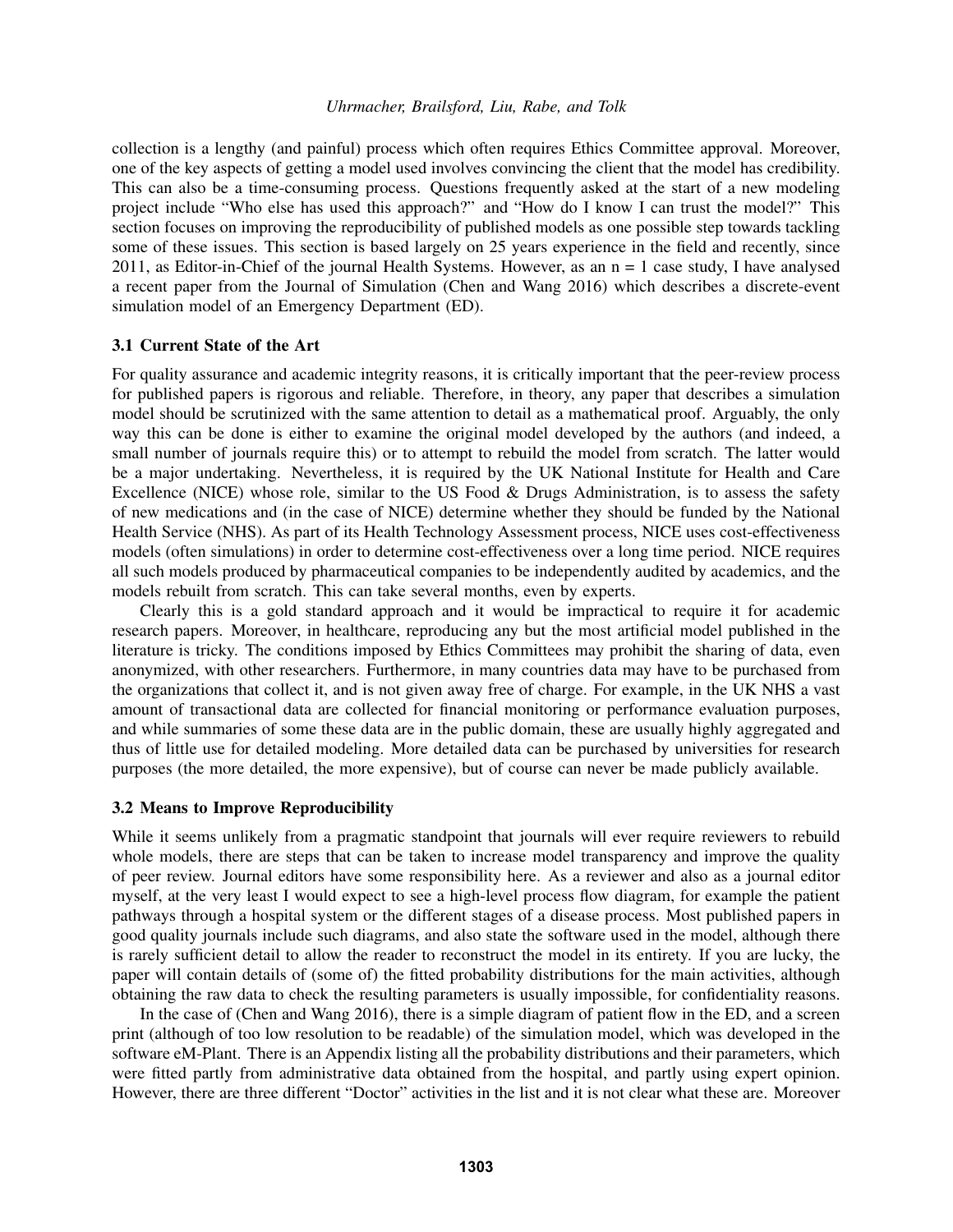collection is a lengthy (and painful) process which often requires Ethics Committee approval. Moreover, one of the key aspects of getting a model used involves convincing the client that the model has credibility. This can also be a time-consuming process. Questions frequently asked at the start of a new modeling project include "Who else has used this approach?" and "How do I know I can trust the model?" This section focuses on improving the reproducibility of published models as one possible step towards tackling some of these issues. This section is based largely on 25 years experience in the field and recently, since 2011, as Editor-in-Chief of the journal Health Systems. However, as an n = 1 case study, I have analysed a recent paper from the Journal of Simulation (Chen and Wang 2016) which describes a discrete-event simulation model of an Emergency Department (ED).

### 3.1 Current State of the Art

For quality assurance and academic integrity reasons, it is critically important that the peer-review process for published papers is rigorous and reliable. Therefore, in theory, any paper that describes a simulation model should be scrutinized with the same attention to detail as a mathematical proof. Arguably, the only way this can be done is either to examine the original model developed by the authors (and indeed, a small number of journals require this) or to attempt to rebuild the model from scratch. The latter would be a major undertaking. Nevertheless, it is required by the UK National Institute for Health and Care Excellence (NICE) whose role, similar to the US Food & Drugs Administration, is to assess the safety of new medications and (in the case of NICE) determine whether they should be funded by the National Health Service (NHS). As part of its Health Technology Assessment process, NICE uses cost-effectiveness models (often simulations) in order to determine cost-effectiveness over a long time period. NICE requires all such models produced by pharmaceutical companies to be independently audited by academics, and the models rebuilt from scratch. This can take several months, even by experts.

Clearly this is a gold standard approach and it would be impractical to require it for academic research papers. Moreover, in healthcare, reproducing any but the most artificial model published in the literature is tricky. The conditions imposed by Ethics Committees may prohibit the sharing of data, even anonymized, with other researchers. Furthermore, in many countries data may have to be purchased from the organizations that collect it, and is not given away free of charge. For example, in the UK NHS a vast amount of transactional data are collected for financial monitoring or performance evaluation purposes, and while summaries of some these data are in the public domain, these are usually highly aggregated and thus of little use for detailed modeling. More detailed data can be purchased by universities for research purposes (the more detailed, the more expensive), but of course can never be made publicly available.

### 3.2 Means to Improve Reproducibility

While it seems unlikely from a pragmatic standpoint that journals will ever require reviewers to rebuild whole models, there are steps that can be taken to increase model transparency and improve the quality of peer review. Journal editors have some responsibility here. As a reviewer and also as a journal editor myself, at the very least I would expect to see a high-level process flow diagram, for example the patient pathways through a hospital system or the different stages of a disease process. Most published papers in good quality journals include such diagrams, and also state the software used in the model, although there is rarely sufficient detail to allow the reader to reconstruct the model in its entirety. If you are lucky, the paper will contain details of (some of) the fitted probability distributions for the main activities, although obtaining the raw data to check the resulting parameters is usually impossible, for confidentiality reasons.

In the case of (Chen and Wang 2016), there is a simple diagram of patient flow in the ED, and a screen print (although of too low resolution to be readable) of the simulation model, which was developed in the software eM-Plant. There is an Appendix listing all the probability distributions and their parameters, which were fitted partly from administrative data obtained from the hospital, and partly using expert opinion. However, there are three different "Doctor" activities in the list and it is not clear what these are. Moreover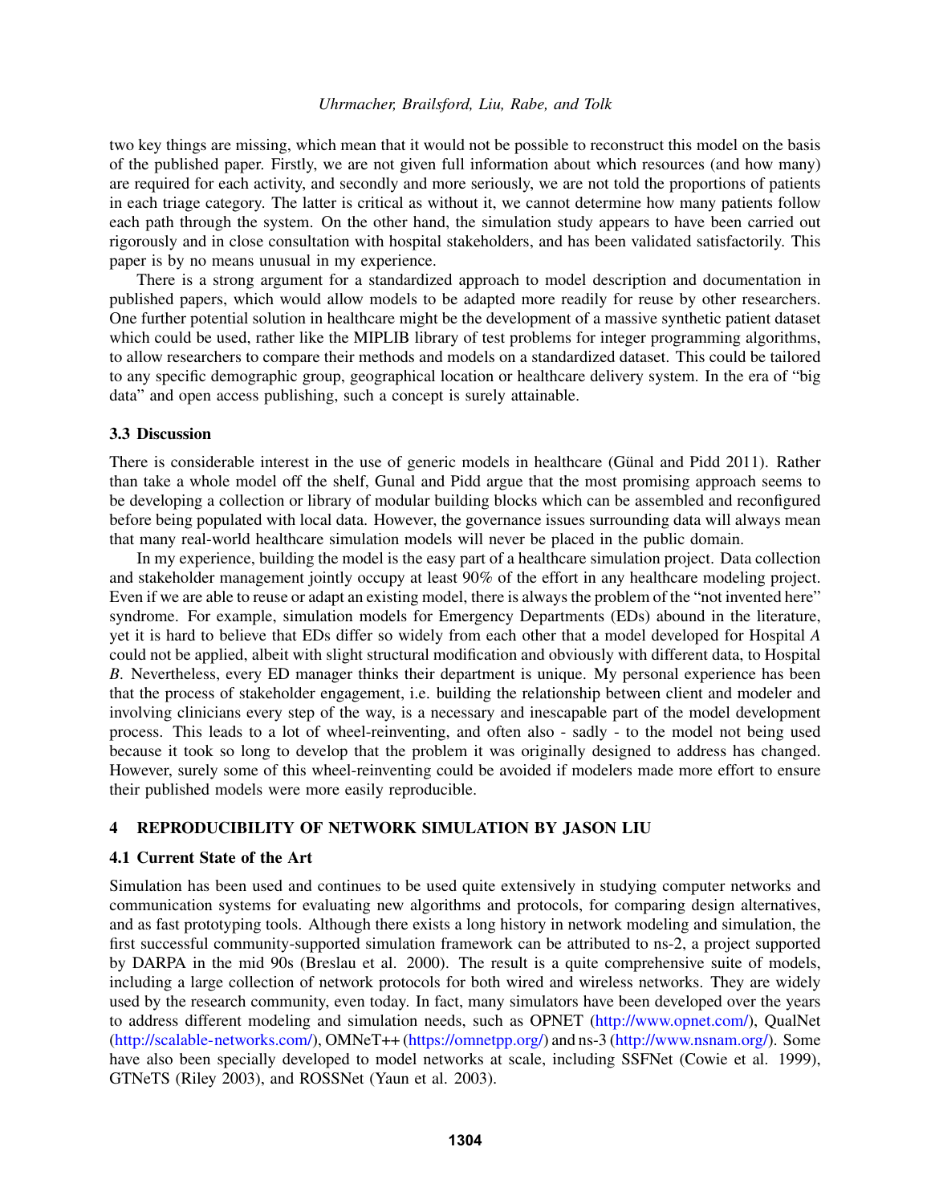two key things are missing, which mean that it would not be possible to reconstruct this model on the basis of the published paper. Firstly, we are not given full information about which resources (and how many) are required for each activity, and secondly and more seriously, we are not told the proportions of patients in each triage category. The latter is critical as without it, we cannot determine how many patients follow each path through the system. On the other hand, the simulation study appears to have been carried out rigorously and in close consultation with hospital stakeholders, and has been validated satisfactorily. This paper is by no means unusual in my experience.

There is a strong argument for a standardized approach to model description and documentation in published papers, which would allow models to be adapted more readily for reuse by other researchers. One further potential solution in healthcare might be the development of a massive synthetic patient dataset which could be used, rather like the MIPLIB library of test problems for integer programming algorithms, to allow researchers to compare their methods and models on a standardized dataset. This could be tailored to any specific demographic group, geographical location or healthcare delivery system. In the era of "big data" and open access publishing, such a concept is surely attainable.

### 3.3 Discussion

There is considerable interest in the use of generic models in healthcare (Günal and Pidd 2011). Rather than take a whole model off the shelf, Gunal and Pidd argue that the most promising approach seems to be developing a collection or library of modular building blocks which can be assembled and reconfigured before being populated with local data. However, the governance issues surrounding data will always mean that many real-world healthcare simulation models will never be placed in the public domain.

In my experience, building the model is the easy part of a healthcare simulation project. Data collection and stakeholder management jointly occupy at least 90% of the effort in any healthcare modeling project. Even if we are able to reuse or adapt an existing model, there is always the problem of the "not invented here" syndrome. For example, simulation models for Emergency Departments (EDs) abound in the literature, yet it is hard to believe that EDs differ so widely from each other that a model developed for Hospital *A* could not be applied, albeit with slight structural modification and obviously with different data, to Hospital *B*. Nevertheless, every ED manager thinks their department is unique. My personal experience has been that the process of stakeholder engagement, i.e. building the relationship between client and modeler and involving clinicians every step of the way, is a necessary and inescapable part of the model development process. This leads to a lot of wheel-reinventing, and often also - sadly - to the model not being used because it took so long to develop that the problem it was originally designed to address has changed. However, surely some of this wheel-reinventing could be avoided if modelers made more effort to ensure their published models were more easily reproducible.

## 4 REPRODUCIBILITY OF NETWORK SIMULATION BY JASON LIU

### 4.1 Current State of the Art

Simulation has been used and continues to be used quite extensively in studying computer networks and communication systems for evaluating new algorithms and protocols, for comparing design alternatives, and as fast prototyping tools. Although there exists a long history in network modeling and simulation, the first successful community-supported simulation framework can be attributed to ns-2, a project supported by DARPA in the mid 90s (Breslau et al. 2000). The result is a quite comprehensive suite of models, including a large collection of network protocols for both wired and wireless networks. They are widely used by the research community, even today. In fact, many simulators have been developed over the years to address different modeling and simulation needs, such as OPNET (http://www.opnet.com/), QualNet (http://scalable-networks.com/), OMNeT++ (https://omnetpp.org/) and ns-3 (http://www.nsnam.org/). Some have also been specially developed to model networks at scale, including SSFNet (Cowie et al. 1999), GTNeTS (Riley 2003), and ROSSNet (Yaun et al. 2003).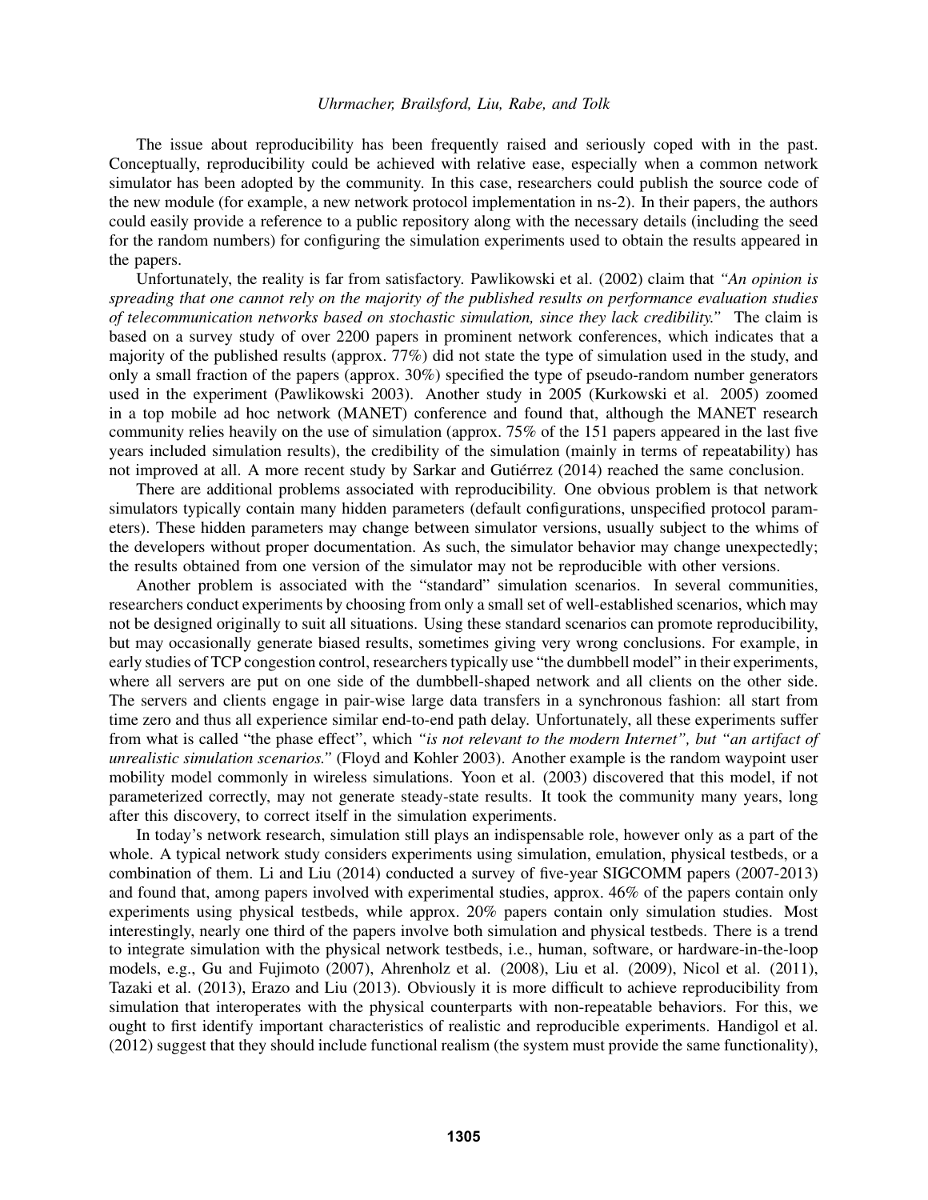The issue about reproducibility has been frequently raised and seriously coped with in the past. Conceptually, reproducibility could be achieved with relative ease, especially when a common network simulator has been adopted by the community. In this case, researchers could publish the source code of the new module (for example, a new network protocol implementation in ns-2). In their papers, the authors could easily provide a reference to a public repository along with the necessary details (including the seed for the random numbers) for configuring the simulation experiments used to obtain the results appeared in the papers.

Unfortunately, the reality is far from satisfactory. Pawlikowski et al. (2002) claim that *"An opinion is spreading that one cannot rely on the majority of the published results on performance evaluation studies of telecommunication networks based on stochastic simulation, since they lack credibility."* The claim is based on a survey study of over 2200 papers in prominent network conferences, which indicates that a majority of the published results (approx. 77%) did not state the type of simulation used in the study, and only a small fraction of the papers (approx. 30%) specified the type of pseudo-random number generators used in the experiment (Pawlikowski 2003). Another study in 2005 (Kurkowski et al. 2005) zoomed in a top mobile ad hoc network (MANET) conference and found that, although the MANET research community relies heavily on the use of simulation (approx. 75% of the 151 papers appeared in the last five years included simulation results), the credibility of the simulation (mainly in terms of repeatability) has not improved at all. A more recent study by Sarkar and Gutiérrez (2014) reached the same conclusion.

There are additional problems associated with reproducibility. One obvious problem is that network simulators typically contain many hidden parameters (default configurations, unspecified protocol parameters). These hidden parameters may change between simulator versions, usually subject to the whims of the developers without proper documentation. As such, the simulator behavior may change unexpectedly; the results obtained from one version of the simulator may not be reproducible with other versions.

Another problem is associated with the "standard" simulation scenarios. In several communities, researchers conduct experiments by choosing from only a small set of well-established scenarios, which may not be designed originally to suit all situations. Using these standard scenarios can promote reproducibility, but may occasionally generate biased results, sometimes giving very wrong conclusions. For example, in early studies of TCP congestion control, researchers typically use "the dumbbell model" in their experiments, where all servers are put on one side of the dumbbell-shaped network and all clients on the other side. The servers and clients engage in pair-wise large data transfers in a synchronous fashion: all start from time zero and thus all experience similar end-to-end path delay. Unfortunately, all these experiments suffer from what is called "the phase effect", which *"is not relevant to the modern Internet", but "an artifact of unrealistic simulation scenarios."* (Floyd and Kohler 2003). Another example is the random waypoint user mobility model commonly in wireless simulations. Yoon et al. (2003) discovered that this model, if not parameterized correctly, may not generate steady-state results. It took the community many years, long after this discovery, to correct itself in the simulation experiments.

In today's network research, simulation still plays an indispensable role, however only as a part of the whole. A typical network study considers experiments using simulation, emulation, physical testbeds, or a combination of them. Li and Liu (2014) conducted a survey of five-year SIGCOMM papers (2007-2013) and found that, among papers involved with experimental studies, approx. 46% of the papers contain only experiments using physical testbeds, while approx. 20% papers contain only simulation studies. Most interestingly, nearly one third of the papers involve both simulation and physical testbeds. There is a trend to integrate simulation with the physical network testbeds, i.e., human, software, or hardware-in-the-loop models, e.g., Gu and Fujimoto (2007), Ahrenholz et al. (2008), Liu et al. (2009), Nicol et al. (2011), Tazaki et al. (2013), Erazo and Liu (2013). Obviously it is more difficult to achieve reproducibility from simulation that interoperates with the physical counterparts with non-repeatable behaviors. For this, we ought to first identify important characteristics of realistic and reproducible experiments. Handigol et al. (2012) suggest that they should include functional realism (the system must provide the same functionality),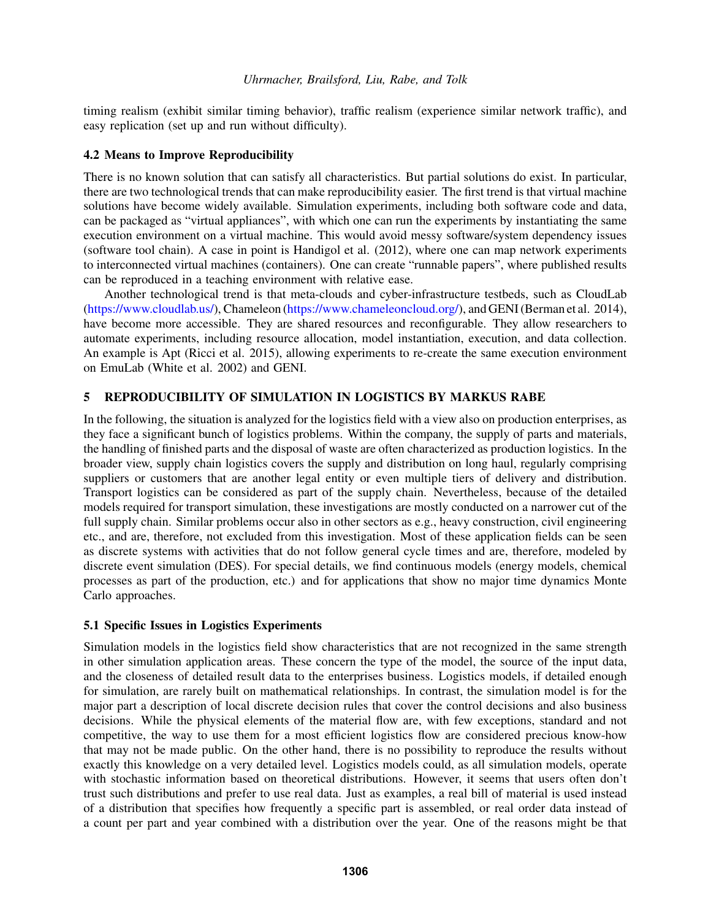timing realism (exhibit similar timing behavior), traffic realism (experience similar network traffic), and easy replication (set up and run without difficulty).

### 4.2 Means to Improve Reproducibility

There is no known solution that can satisfy all characteristics. But partial solutions do exist. In particular, there are two technological trends that can make reproducibility easier. The first trend is that virtual machine solutions have become widely available. Simulation experiments, including both software code and data, can be packaged as "virtual appliances", with which one can run the experiments by instantiating the same execution environment on a virtual machine. This would avoid messy software/system dependency issues (software tool chain). A case in point is Handigol et al. (2012), where one can map network experiments to interconnected virtual machines (containers). One can create "runnable papers", where published results can be reproduced in a teaching environment with relative ease.

Another technological trend is that meta-clouds and cyber-infrastructure testbeds, such as CloudLab (https://www.cloudlab.us/), Chameleon (https://www.chameleoncloud.org/), and GENI (Berman et al. 2014), have become more accessible. They are shared resources and reconfigurable. They allow researchers to automate experiments, including resource allocation, model instantiation, execution, and data collection. An example is Apt (Ricci et al. 2015), allowing experiments to re-create the same execution environment on EmuLab (White et al. 2002) and GENI.

## 5 REPRODUCIBILITY OF SIMULATION IN LOGISTICS BY MARKUS RABE

In the following, the situation is analyzed for the logistics field with a view also on production enterprises, as they face a significant bunch of logistics problems. Within the company, the supply of parts and materials, the handling of finished parts and the disposal of waste are often characterized as production logistics. In the broader view, supply chain logistics covers the supply and distribution on long haul, regularly comprising suppliers or customers that are another legal entity or even multiple tiers of delivery and distribution. Transport logistics can be considered as part of the supply chain. Nevertheless, because of the detailed models required for transport simulation, these investigations are mostly conducted on a narrower cut of the full supply chain. Similar problems occur also in other sectors as e.g., heavy construction, civil engineering etc., and are, therefore, not excluded from this investigation. Most of these application fields can be seen as discrete systems with activities that do not follow general cycle times and are, therefore, modeled by discrete event simulation (DES). For special details, we find continuous models (energy models, chemical processes as part of the production, etc.) and for applications that show no major time dynamics Monte Carlo approaches.

### 5.1 Specific Issues in Logistics Experiments

Simulation models in the logistics field show characteristics that are not recognized in the same strength in other simulation application areas. These concern the type of the model, the source of the input data, and the closeness of detailed result data to the enterprises business. Logistics models, if detailed enough for simulation, are rarely built on mathematical relationships. In contrast, the simulation model is for the major part a description of local discrete decision rules that cover the control decisions and also business decisions. While the physical elements of the material flow are, with few exceptions, standard and not competitive, the way to use them for a most efficient logistics flow are considered precious know-how that may not be made public. On the other hand, there is no possibility to reproduce the results without exactly this knowledge on a very detailed level. Logistics models could, as all simulation models, operate with stochastic information based on theoretical distributions. However, it seems that users often don't trust such distributions and prefer to use real data. Just as examples, a real bill of material is used instead of a distribution that specifies how frequently a specific part is assembled, or real order data instead of a count per part and year combined with a distribution over the year. One of the reasons might be that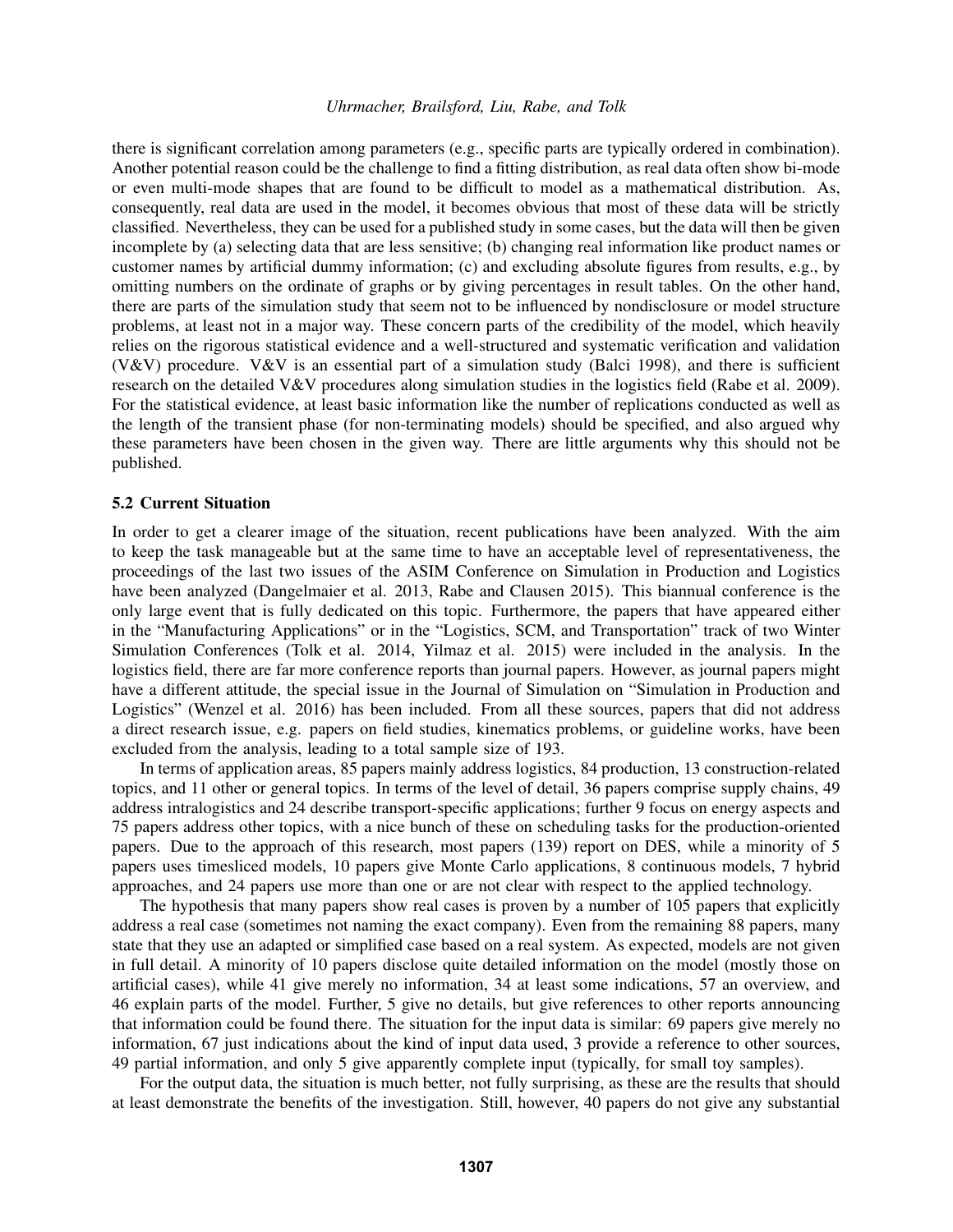there is significant correlation among parameters (e.g., specific parts are typically ordered in combination). Another potential reason could be the challenge to find a fitting distribution, as real data often show bi-mode or even multi-mode shapes that are found to be difficult to model as a mathematical distribution. As, consequently, real data are used in the model, it becomes obvious that most of these data will be strictly classified. Nevertheless, they can be used for a published study in some cases, but the data will then be given incomplete by (a) selecting data that are less sensitive; (b) changing real information like product names or customer names by artificial dummy information; (c) and excluding absolute figures from results, e.g., by omitting numbers on the ordinate of graphs or by giving percentages in result tables. On the other hand, there are parts of the simulation study that seem not to be influenced by nondisclosure or model structure problems, at least not in a major way. These concern parts of the credibility of the model, which heavily relies on the rigorous statistical evidence and a well-structured and systematic verification and validation (V&V) procedure. V&V is an essential part of a simulation study (Balci 1998), and there is sufficient research on the detailed V&V procedures along simulation studies in the logistics field (Rabe et al. 2009). For the statistical evidence, at least basic information like the number of replications conducted as well as the length of the transient phase (for non-terminating models) should be specified, and also argued why these parameters have been chosen in the given way. There are little arguments why this should not be published.

### 5.2 Current Situation

In order to get a clearer image of the situation, recent publications have been analyzed. With the aim to keep the task manageable but at the same time to have an acceptable level of representativeness, the proceedings of the last two issues of the ASIM Conference on Simulation in Production and Logistics have been analyzed (Dangelmaier et al. 2013, Rabe and Clausen 2015). This biannual conference is the only large event that is fully dedicated on this topic. Furthermore, the papers that have appeared either in the "Manufacturing Applications" or in the "Logistics, SCM, and Transportation" track of two Winter Simulation Conferences (Tolk et al. 2014, Yilmaz et al. 2015) were included in the analysis. In the logistics field, there are far more conference reports than journal papers. However, as journal papers might have a different attitude, the special issue in the Journal of Simulation on "Simulation in Production and Logistics" (Wenzel et al. 2016) has been included. From all these sources, papers that did not address a direct research issue, e.g. papers on field studies, kinematics problems, or guideline works, have been excluded from the analysis, leading to a total sample size of 193.

In terms of application areas, 85 papers mainly address logistics, 84 production, 13 construction-related topics, and 11 other or general topics. In terms of the level of detail, 36 papers comprise supply chains, 49 address intralogistics and 24 describe transport-specific applications; further 9 focus on energy aspects and 75 papers address other topics, with a nice bunch of these on scheduling tasks for the production-oriented papers. Due to the approach of this research, most papers (139) report on DES, while a minority of 5 papers uses timesliced models, 10 papers give Monte Carlo applications, 8 continuous models, 7 hybrid approaches, and 24 papers use more than one or are not clear with respect to the applied technology.

The hypothesis that many papers show real cases is proven by a number of 105 papers that explicitly address a real case (sometimes not naming the exact company). Even from the remaining 88 papers, many state that they use an adapted or simplified case based on a real system. As expected, models are not given in full detail. A minority of 10 papers disclose quite detailed information on the model (mostly those on artificial cases), while 41 give merely no information, 34 at least some indications, 57 an overview, and 46 explain parts of the model. Further, 5 give no details, but give references to other reports announcing that information could be found there. The situation for the input data is similar: 69 papers give merely no information, 67 just indications about the kind of input data used, 3 provide a reference to other sources, 49 partial information, and only 5 give apparently complete input (typically, for small toy samples).

For the output data, the situation is much better, not fully surprising, as these are the results that should at least demonstrate the benefits of the investigation. Still, however, 40 papers do not give any substantial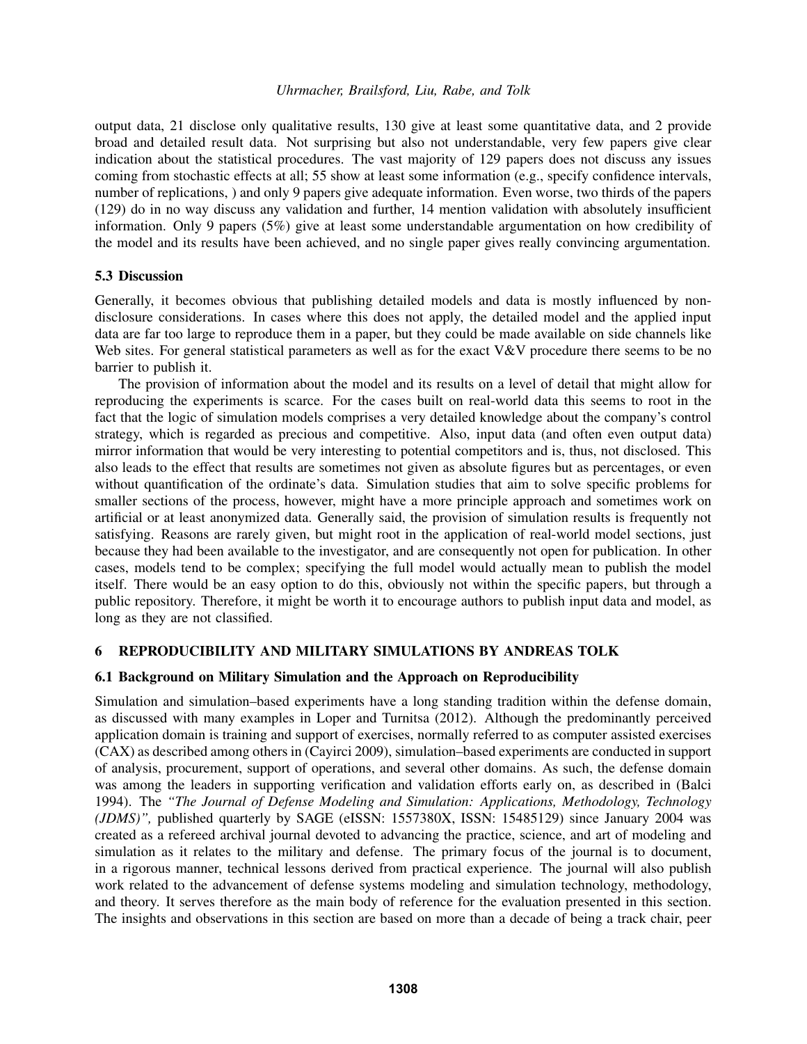output data, 21 disclose only qualitative results, 130 give at least some quantitative data, and 2 provide broad and detailed result data. Not surprising but also not understandable, very few papers give clear indication about the statistical procedures. The vast majority of 129 papers does not discuss any issues coming from stochastic effects at all; 55 show at least some information (e.g., specify confidence intervals, number of replications, ) and only 9 papers give adequate information. Even worse, two thirds of the papers (129) do in no way discuss any validation and further, 14 mention validation with absolutely insufficient information. Only 9 papers (5%) give at least some understandable argumentation on how credibility of the model and its results have been achieved, and no single paper gives really convincing argumentation.

### 5.3 Discussion

Generally, it becomes obvious that publishing detailed models and data is mostly influenced by non-disclosure considerations. In cases where this does not apply, the detailed model and the applied input data are far too large to reproduce them in a paper, but they could be made available on side channels like Web sites. For general statistical parameters as well as for the exact V&V procedure there seems to be no barrier to publish it.

The provision of information about the model and its results on a level of detail that might allow for reproducing the experiments is scarce. For the cases built on real-world data this seems to root in the fact that the logic of simulation models comprises a very detailed knowledge about the company's control strategy, which is regarded as precious and competitive. Also, input data (and often even output data) mirror information that would be very interesting to potential competitors and is, thus, not disclosed. This also leads to the effect that results are sometimes not given as absolute figures but as percentages, or even without quantification of the ordinate's data. Simulation studies that aim to solve specific problems for smaller sections of the process, however, might have a more principle approach and sometimes work on artificial or at least anonymized data. Generally said, the provision of simulation results is frequently not satisfying. Reasons are rarely given, but might root in the application of real-world model sections, just because they had been available to the investigator, and are consequently not open for publication. In other cases, models tend to be complex; specifying the full model would actually mean to publish the model itself. There would be an easy option to do this, obviously not within the specific papers, but through a public repository. Therefore, it might be worth it to encourage authors to publish input data and model, as long as they are not classified.

## 6 REPRODUCIBILITY AND MILITARY SIMULATIONS BY ANDREAS TOLK

### 6.1 Background on Military Simulation and the Approach on Reproducibility

Simulation and simulation–based experiments have a long standing tradition within the defense domain, as discussed with many examples in Loper and Turnitsa (2012). Although the predominantly perceived application domain is training and support of exercises, normally referred to as computer assisted exercises (CAX) as described among others in (Cayirci 2009), simulation–based experiments are conducted in support of analysis, procurement, support of operations, and several other domains. As such, the defense domain was among the leaders in supporting verification and validation efforts early on, as described in (Balci 1994). The *"The Journal of Defense Modeling and Simulation: Applications, Methodology, Technology (JDMS)",* published quarterly by SAGE (eISSN: 1557380X, ISSN: 15485129) since January 2004 was created as a refereed archival journal devoted to advancing the practice, science, and art of modeling and simulation as it relates to the military and defense. The primary focus of the journal is to document, in a rigorous manner, technical lessons derived from practical experience. The journal will also publish work related to the advancement of defense systems modeling and simulation technology, methodology, and theory. It serves therefore as the main body of reference for the evaluation presented in this section. The insights and observations in this section are based on more than a decade of being a track chair, peer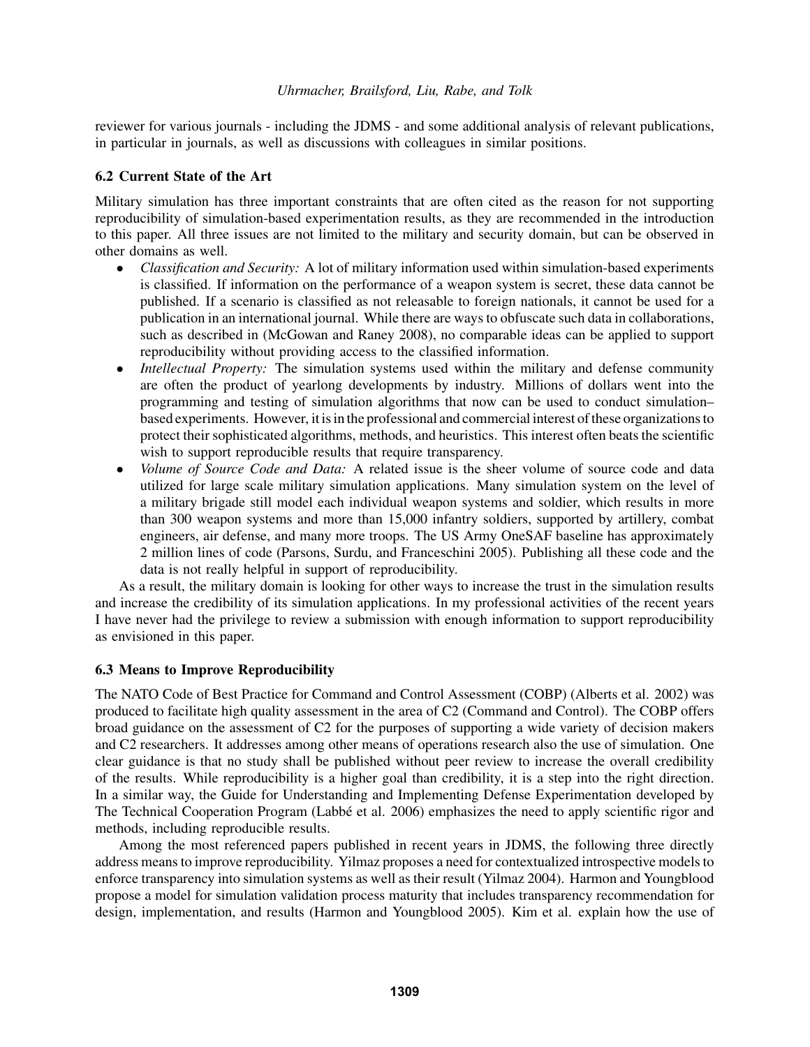reviewer for various journals - including the JDMS - and some additional analysis of relevant publications, in particular in journals, as well as discussions with colleagues in similar positions.

### 6.2 Current State of the Art

Military simulation has three important constraints that are often cited as the reason for not supporting reproducibility of simulation-based experimentation results, as they are recommended in the introduction to this paper. All three issues are not limited to the military and security domain, but can be observed in other domains as well.

- *Classification and Security:* A lot of military information used within simulation-based experiments is classified. If information on the performance of a weapon system is secret, these data cannot be published. If a scenario is classified as not releasable to foreign nationals, it cannot be used for a publication in an international journal. While there are ways to obfuscate such data in collaborations, such as described in (McGowan and Raney 2008), no comparable ideas can be applied to support reproducibility without providing access to the classified information.
- *Intellectual Property:* The simulation systems used within the military and defense community are often the product of yearlong developments by industry. Millions of dollars went into the programming and testing of simulation algorithms that now can be used to conduct simulation–based experiments. However, it is in the professional and commercial interest of these organizations to protect their sophisticated algorithms, methods, and heuristics. This interest often beats the scientific wish to support reproducible results that require transparency.
- *Volume of Source Code and Data:* A related issue is the sheer volume of source code and data utilized for large scale military simulation applications. Many simulation system on the level of a military brigade still model each individual weapon systems and soldier, which results in more than 300 weapon systems and more than 15,000 infantry soldiers, supported by artillery, combat engineers, air defense, and many more troops. The US Army OneSAF baseline has approximately 2 million lines of code (Parsons, Surdu, and Franceschini 2005). Publishing all these code and the data is not really helpful in support of reproducibility.

As a result, the military domain is looking for other ways to increase the trust in the simulation results and increase the credibility of its simulation applications. In my professional activities of the recent years I have never had the privilege to review a submission with enough information to support reproducibility as envisioned in this paper.

### 6.3 Means to Improve Reproducibility

The NATO Code of Best Practice for Command and Control Assessment (COBP) (Alberts et al. 2002) was produced to facilitate high quality assessment in the area of C2 (Command and Control). The COBP offers broad guidance on the assessment of C2 for the purposes of supporting a wide variety of decision makers and C2 researchers. It addresses among other means of operations research also the use of simulation. One clear guidance is that no study shall be published without peer review to increase the overall credibility of the results. While reproducibility is a higher goal than credibility, it is a step into the right direction. In a similar way, the Guide for Understanding and Implementing Defense Experimentation developed by The Technical Cooperation Program (Labbé et al. 2006) emphasizes the need to apply scientific rigor and methods, including reproducible results.

Among the most referenced papers published in recent years in JDMS, the following three directly address means to improve reproducibility. Yilmaz proposes a need for contextualized introspective models to enforce transparency into simulation systems as well as their result (Yilmaz 2004). Harmon and Youngblood propose a model for simulation validation process maturity that includes transparency recommendation for design, implementation, and results (Harmon and Youngblood 2005). Kim et al. explain how the use of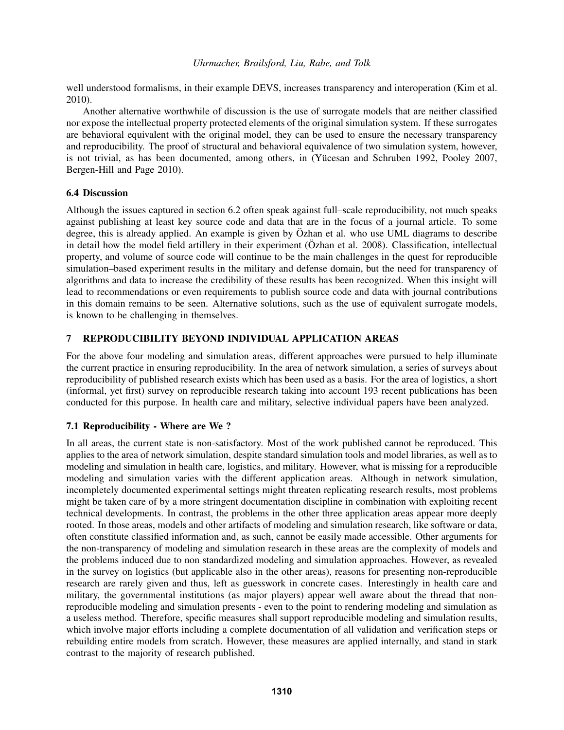well understood formalisms, in their example DEVS, increases transparency and interoperation (Kim et al. 2010).

Another alternative worthwhile of discussion is the use of surrogate models that are neither classified nor expose the intellectual property protected elements of the original simulation system. If these surrogates are behavioral equivalent with the original model, they can be used to ensure the necessary transparency and reproducibility. The proof of structural and behavioral equivalence of two simulation system, however, is not trivial, as has been documented, among others, in (Yücesan and Schruben 1992, Pooley 2007, Bergen-Hill and Page 2010).

### 6.4 Discussion

Although the issues captured in section 6.2 often speak against full–scale reproducibility, not much speaks against publishing at least key source code and data that are in the focus of a journal article. To some degree, this is already applied. An example is given by Özhan et al. who use UML diagrams to describe in detail how the model field artillery in their experiment (Özhan et al. 2008). Classification, intellectual property, and volume of source code will continue to be the main challenges in the quest for reproducible simulation–based experiment results in the military and defense domain, but the need for transparency of algorithms and data to increase the credibility of these results has been recognized. When this insight will lead to recommendations or even requirements to publish source code and data with journal contributions in this domain remains to be seen. Alternative solutions, such as the use of equivalent surrogate models, is known to be challenging in themselves.

## 7 REPRODUCIBILITY BEYOND INDIVIDUAL APPLICATION AREAS

For the above four modeling and simulation areas, different approaches were pursued to help illuminate the current practice in ensuring reproducibility. In the area of network simulation, a series of surveys about reproducibility of published research exists which has been used as a basis. For the area of logistics, a short (informal, yet first) survey on reproducible research taking into account 193 recent publications has been conducted for this purpose. In health care and military, selective individual papers have been analyzed.

### 7.1 Reproducibility - Where are We ?

In all areas, the current state is non-satisfactory. Most of the work published cannot be reproduced. This applies to the area of network simulation, despite standard simulation tools and model libraries, as well as to modeling and simulation in health care, logistics, and military. However, what is missing for a reproducible modeling and simulation varies with the different application areas. Although in network simulation, incompletely documented experimental settings might threaten replicating research results, most problems might be taken care of by a more stringent documentation discipline in combination with exploiting recent technical developments. In contrast, the problems in the other three application areas appear more deeply rooted. In those areas, models and other artifacts of modeling and simulation research, like software or data, often constitute classified information and, as such, cannot be easily made accessible. Other arguments for the non-transparency of modeling and simulation research in these areas are the complexity of models and the problems induced due to non standardized modeling and simulation approaches. However, as revealed in the survey on logistics (but applicable also in the other areas), reasons for presenting non-reproducible research are rarely given and thus, left as guesswork in concrete cases. Interestingly in health care and military, the governmental institutions (as major players) appear well aware about the thread that non-reproducible modeling and simulation presents - even to the point to rendering modeling and simulation as a useless method. Therefore, specific measures shall support reproducible modeling and simulation results, which involve major efforts including a complete documentation of all validation and verification steps or rebuilding entire models from scratch. However, these measures are applied internally, and stand in stark contrast to the majority of research published.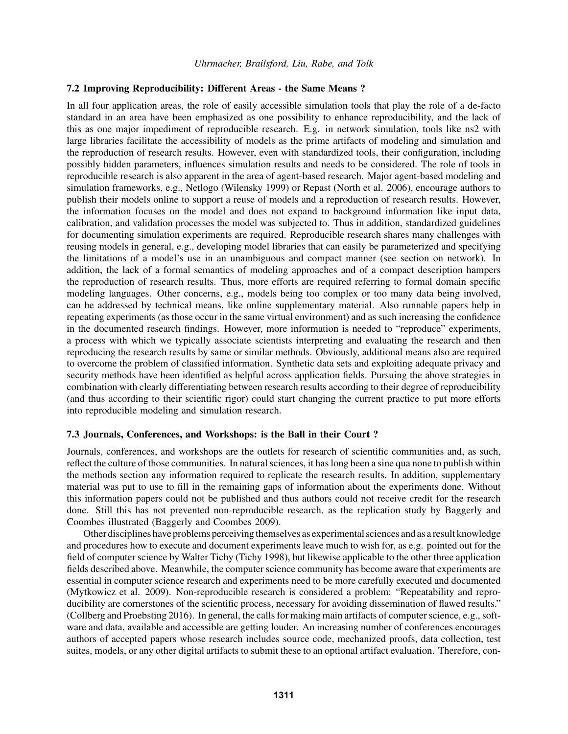### 7.2 Improving Reproducibility: Different Areas - the Same Means ?

In all four application areas, the role of easily accessible simulation tools that play the role of a de-facto standard in an area have been emphasized as one possibility to enhance reproducibility, and the lack of this as one major impediment of reproducible research. E.g. in network simulation, tools like ns2 with large libraries facilitate the accessibility of models as the prime artifacts of modeling and simulation and the reproduction of research results. However, even with standardized tools, their configuration, including possibly hidden parameters, influences simulation results and needs to be considered. The role of tools in reproducible research is also apparent in the area of agent-based research. Major agent-based modeling and simulation frameworks, e.g., Netlogo (Wilensky 1999) or Repast (North et al. 2006), encourage authors to publish their models online to support a reuse of models and a reproduction of research results. However, the information focuses on the model and does not expand to background information like input data, calibration, and validation processes the model was subjected to. Thus in addition, standardized guidelines for documenting simulation experiments are required. Reproducible research shares many challenges with reusing models in general, e.g., developing model libraries that can easily be parameterized and specifying the limitations of a model's use in an unambiguous and compact manner (see section on network). In addition, the lack of a formal semantics of modeling approaches and of a compact description hampers the reproduction of research results. Thus, more efforts are required referring to formal domain specific modeling languages. Other concerns, e.g., models being too complex or too many data being involved, can be addressed by technical means, like online supplementary material. Also runnable papers help in repeating experiments (as those occur in the same virtual environment) and as such increasing the confidence in the documented research findings. However, more information is needed to "reproduce" experiments, a process with which we typically associate scientists interpreting and evaluating the research and then reproducing the research results by same or similar methods. Obviously, additional means also are required to overcome the problem of classified information. Synthetic data sets and exploiting adequate privacy and security methods have been identified as helpful across application fields. Pursuing the above strategies in combination with clearly differentiating between research results according to their degree of reproducibility (and thus according to their scientific rigor) could start changing the current practice to put more efforts into reproducible modeling and simulation research.

### 7.3 Journals, Conferences, and Workshops: is the Ball in their Court ?

Journals, conferences, and workshops are the outlets for research of scientific communities and, as such, reflect the culture of those communities. In natural sciences, it has long been a sine qua none to publish within the methods section any information required to replicate the research results. In addition, supplementary material was put to use to fill in the remaining gaps of information about the experiments done. Without this information papers could not be published and thus authors could not receive credit for the research done. Still this has not prevented non-reproducible research, as the replication study by Baggerly and Coombes illustrated (Baggerly and Coombes 2009).

Other disciplines have problems perceiving themselves as experimental sciences and as a result knowledge and procedures how to execute and document experiments leave much to wish for, as e.g. pointed out for the field of computer science by Walter Tichy (Tichy 1998), but likewise applicable to the other three application fields described above. Meanwhile, the computer science community has become aware that experiments are essential in computer science research and experiments need to be more carefully executed and documented (Mytkowicz et al. 2009). Non-reproducible research is considered a problem: "Repeatability and reproducibility are cornerstones of the scientific process, necessary for avoiding dissemination of flawed results." (Collberg and Proebsting 2016). In general, the calls for making main artifacts of computer science, e.g., software and data, available and accessible are getting louder. An increasing number of conferences encourages authors of accepted papers whose research includes source code, mechanized proofs, data collection, test suites, models, or any other digital artifacts to submit these to an optional artifact evaluation. Therefore, con-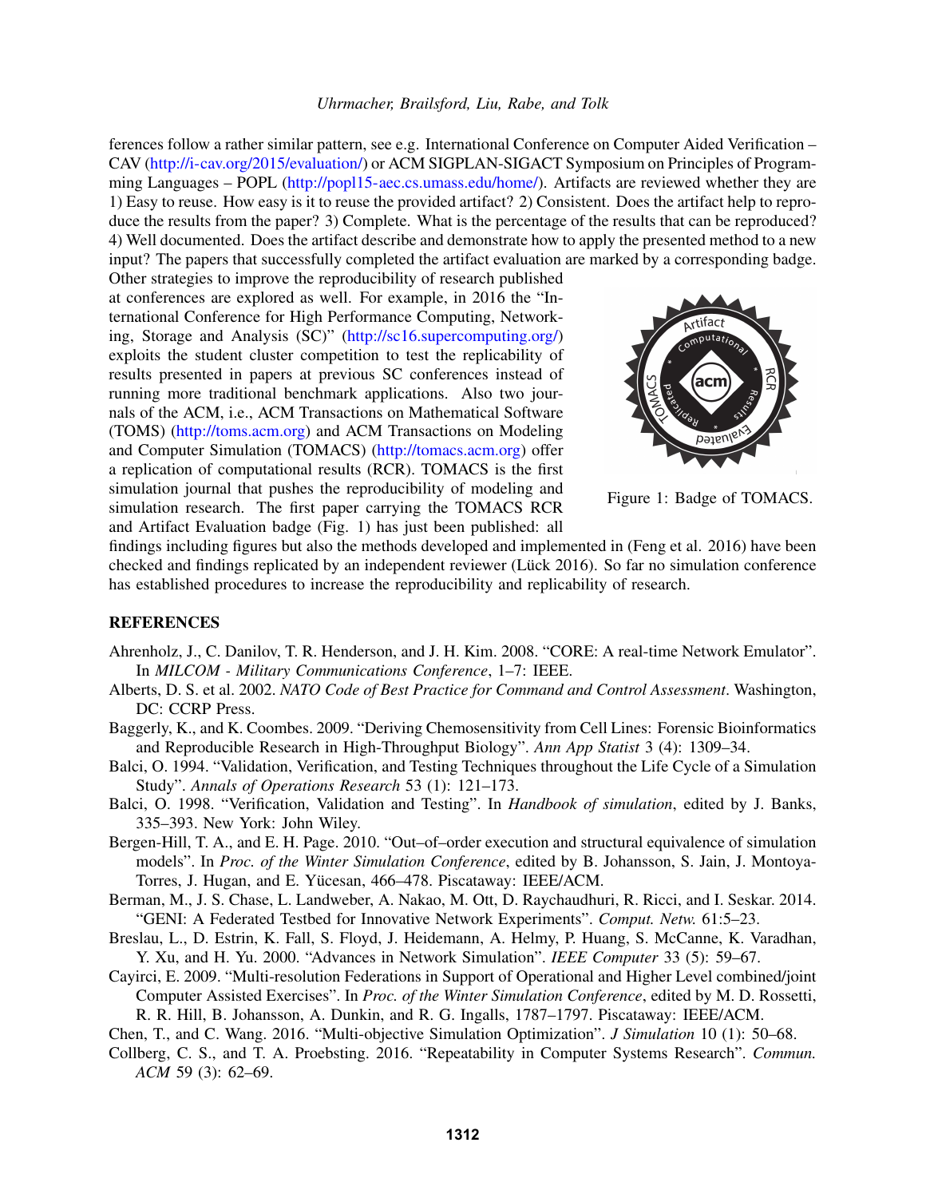ferences follow a rather similar pattern, see e.g. International Conference on Computer Aided Verification – CAV (http://i-cav.org/2015/evaluation/) or ACM SIGPLAN-SIGACT Symposium on Principles of Programming Languages – POPL (http://popl15-aec.cs.umass.edu/home/). Artifacts are reviewed whether they are 1) Easy to reuse. How easy is it to reuse the provided artifact? 2) Consistent. Does the artifact help to reproduce the results from the paper? 3) Complete. What is the percentage of the results that can be reproduced? 4) Well documented. Does the artifact describe and demonstrate how to apply the presented method to a new input? The papers that successfully completed the artifact evaluation are marked by a corresponding badge. Other strategies to improve the reproducibility of research published at conferences are explored as well. For example, in 2016 the "International Conference for High Performance Computing, Networking, Storage and Analysis (SC)" (http://sc16.supercomputing.org/) exploits the student cluster competition to test the replicability of results presented in papers at previous SC conferences instead of running more traditional benchmark applications. Also two journals of the ACM, i.e., ACM Transactions on Mathematical Software (TOMS) (http://toms.acm.org) and ACM Transactions on Modeling and Computer Simulation (TOMACS) (http://tomacs.acm.org) offer a replication of computational results (RCR). TOMACS is the first simulation journal that pushes the reproducibility of modeling and simulation research. The first paper carrying the TOMACS RCR and Artifact Evaluation badge (Fig. 1) has just been published: all findings including figures but also the methods developed and implemented in (Feng et al. 2016) have been checked and findings replicated by an independent reviewer (Lück 2016). So far no simulation conference has established procedures to increase the reproducibility and replicability of research.

Figure 1: Badge of TOMACS.

## REFERENCES

Ahrenholz, J., C. Danilov, T. R. Henderson, and J. H. Kim. 2008. "CORE: A real-time Network Emulator". In *MILCOM - Military Communications Conference*, 1–7: IEEE.

Alberts, D. S. et al. 2002. *NATO Code of Best Practice for Command and Control Assessment*. Washington, DC: CCRP Press.

Baggerly, K., and K. Coombes. 2009. "Deriving Chemosensitivity from Cell Lines: Forensic Bioinformatics and Reproducible Research in High-Throughput Biology". *Ann App Statist* 3 (4): 1309–34.

Balci, O. 1994. "Validation, Verification, and Testing Techniques throughout the Life Cycle of a Simulation Study". *Annals of Operations Research* 53 (1): 121–173.

Balci, O. 1998. "Verification, Validation and Testing". In *Handbook of simulation*, edited by J. Banks, 335–393. New York: John Wiley.

Bergen-Hill, T. A., and E. H. Page. 2010. "Out–of–order execution and structural equivalence of simulation models". In *Proc. of the Winter Simulation Conference*, edited by B. Johansson, S. Jain, J. Montoya-Torres, J. Hugan, and E. Yücesan, 466–478. Piscataway: IEEE/ACM.

Berman, M., J. S. Chase, L. Landweber, A. Nakao, M. Ott, D. Raychaudhuri, R. Ricci, and I. Seskar. 2014. "GENI: A Federated Testbed for Innovative Network Experiments". *Comput. Netw.* 61:5–23.

Breslau, L., D. Estrin, K. Fall, S. Floyd, J. Heidemann, A. Helmy, P. Huang, S. McCanne, K. Varadhan, Y. Xu, and H. Yu. 2000. "Advances in Network Simulation". *IEEE Computer* 33 (5): 59–67.

Cayirci, E. 2009. "Multi-resolution Federations in Support of Operational and Higher Level combined/joint Computer Assisted Exercises". In *Proc. of the Winter Simulation Conference*, edited by M. D. Rossetti, R. R. Hill, B. Johansson, A. Dunkin, and R. G. Ingalls, 1787–1797. Piscataway: IEEE/ACM.

Chen, T., and C. Wang. 2016. "Multi-objective Simulation Optimization". *J Simulation* 10 (1): 50–68.

Collberg, C. S., and T. A. Proebsting. 2016. "Repeatability in Computer Systems Research". *Commun. ACM* 59 (3): 62–69.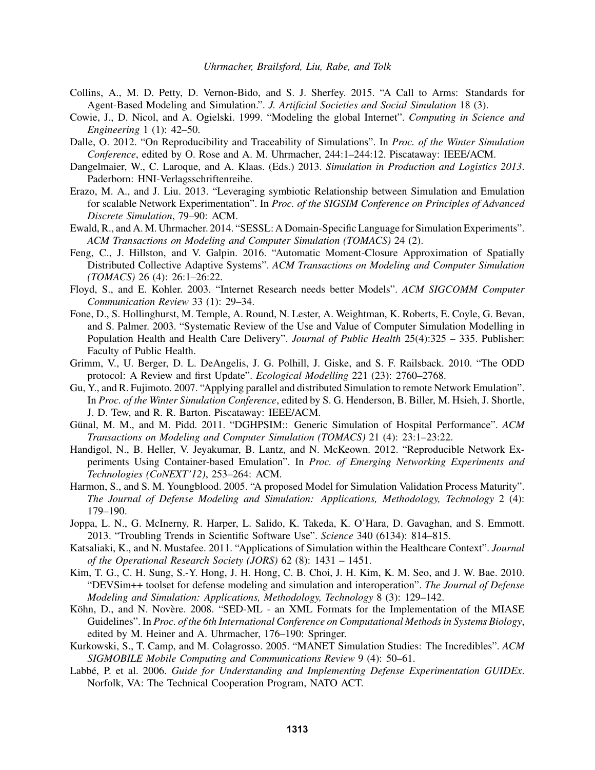Collins, A., M. D. Petty, D. Vernon-Bido, and S. J. Sherfey. 2015. "A Call to Arms: Standards for Agent-Based Modeling and Simulation.". *J. Artificial Societies and Social Simulation* 18 (3).

Cowie, J., D. Nicol, and A. Ogielski. 1999. "Modeling the global Internet". *Computing in Science and Engineering* 1 (1): 42–50.

Dalle, O. 2012. "On Reproducibility and Traceability of Simulations". In *Proc. of the Winter Simulation Conference*, edited by O. Rose and A. M. Uhrmacher, 244:1–244:12. Piscataway: IEEE/ACM.

Dangelmaier, W., C. Laroque, and A. Klaas. (Eds.) 2013. *Simulation in Production and Logistics 2013*. Paderborn: HNI-Verlagsschriftenreihe.

Erazo, M. A., and J. Liu. 2013. "Leveraging symbiotic Relationship between Simulation and Emulation for scalable Network Experimentation". In *Proc. of the SIGSIM Conference on Principles of Advanced Discrete Simulation*, 79–90: ACM.

Ewald, R., and A. M. Uhrmacher. 2014. "SESSL: A Domain-Specific Language for Simulation Experiments". *ACM Transactions on Modeling and Computer Simulation (TOMACS)* 24 (2).

Feng, C., J. Hillston, and V. Galpin. 2016. "Automatic Moment-Closure Approximation of Spatially Distributed Collective Adaptive Systems". *ACM Transactions on Modeling and Computer Simulation (TOMACS)* 26 (4): 26:1–26:22.

Floyd, S., and E. Kohler. 2003. "Internet Research needs better Models". *ACM SIGCOMM Computer Communication Review* 33 (1): 29–34.

Fone, D., S. Hollinghurst, M. Temple, A. Round, N. Lester, A. Weightman, K. Roberts, E. Coyle, G. Bevan, and S. Palmer. 2003. "Systematic Review of the Use and Value of Computer Simulation Modelling in Population Health and Health Care Delivery". *Journal of Public Health* 25(4):325 – 335. Publisher: Faculty of Public Health.

Grimm, V., U. Berger, D. L. DeAngelis, J. G. Polhill, J. Giske, and S. F. Railsback. 2010. "The ODD protocol: A Review and first Update". *Ecological Modelling* 221 (23): 2760–2768.

Gu, Y., and R. Fujimoto. 2007. "Applying parallel and distributed Simulation to remote Network Emulation". In *Proc. of the Winter Simulation Conference*, edited by S. G. Henderson, B. Biller, M. Hsieh, J. Shortle, J. D. Tew, and R. R. Barton. Piscataway: IEEE/ACM.

Günal, M. M., and M. Pidd. 2011. "DGHPSIM:: Generic Simulation of Hospital Performance". *ACM Transactions on Modeling and Computer Simulation (TOMACS)* 21 (4): 23:1–23:22.

Handigol, N., B. Heller, V. Jeyakumar, B. Lantz, and N. McKeown. 2012. "Reproducible Network Experiments Using Container-based Emulation". In *Proc. of Emerging Networking Experiments and Technologies (CoNEXT'12)*, 253–264: ACM.

Harmon, S., and S. M. Youngblood. 2005. "A proposed Model for Simulation Validation Process Maturity". *The Journal of Defense Modeling and Simulation: Applications, Methodology, Technology* 2 (4): 179–190.

Joppa, L. N., G. McInerny, R. Harper, L. Salido, K. Takeda, K. O'Hara, D. Gavaghan, and S. Emmott. 2013. "Troubling Trends in Scientific Software Use". *Science* 340 (6134): 814–815.

Katsaliaki, K., and N. Mustafee. 2011. "Applications of Simulation within the Healthcare Context". *Journal of the Operational Research Society (JORS)* 62 (8): 1431 – 1451.

Kim, T. G., C. H. Sung, S.-Y. Hong, J. H. Hong, C. B. Choi, J. H. Kim, K. M. Seo, and J. W. Bae. 2010. "DEVSim++ toolset for defense modeling and simulation and interoperation". *The Journal of Defense Modeling and Simulation: Applications, Methodology, Technology* 8 (3): 129–142.

Köhn, D., and N. Novère. 2008. "SED-ML - an XML Formats for the Implementation of the MIASE Guidelines". In *Proc. of the 6th International Conference on Computational Methods in Systems Biology*, edited by M. Heiner and A. Uhrmacher, 176–190: Springer.

Kurkowski, S., T. Camp, and M. Colagrosso. 2005. "MANET Simulation Studies: The Incredibles". *ACM SIGMOBILE Mobile Computing and Communications Review* 9 (4): 50–61.

Labbé, P. et al. 2006. *Guide for Understanding and Implementing Defense Experimentation GUIDEx*. Norfolk, VA: The Technical Cooperation Program, NATO ACT.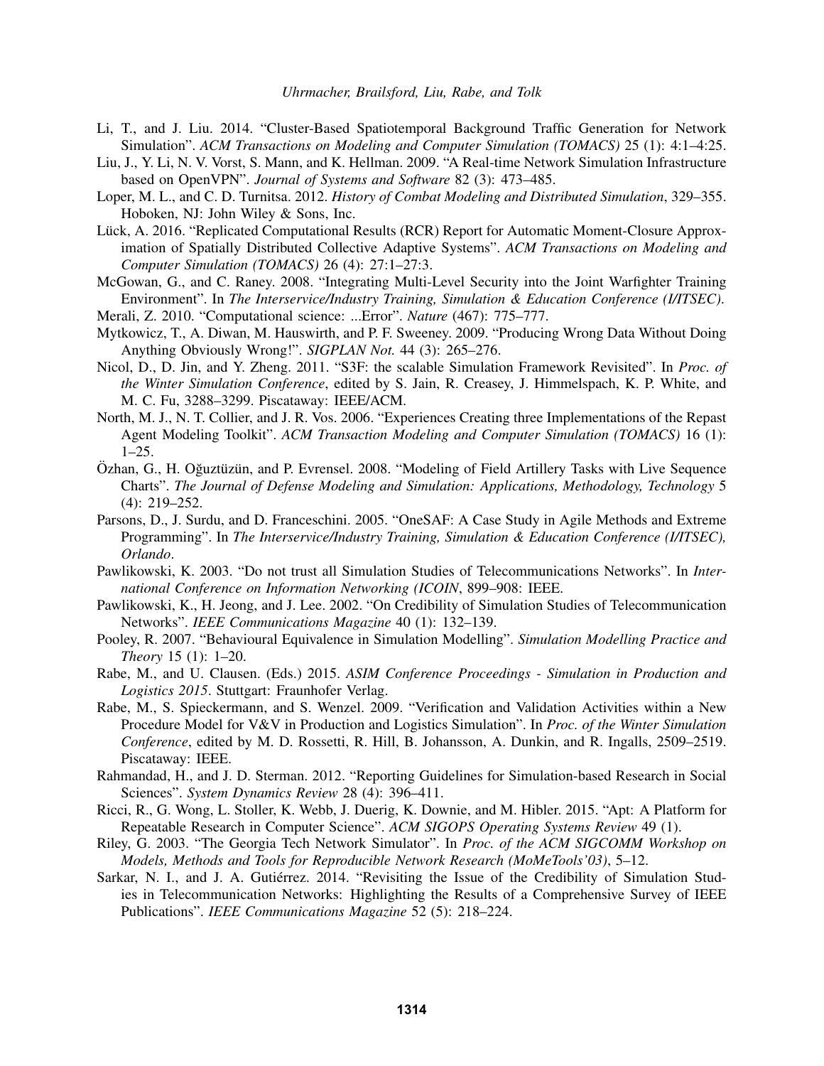Li, T., and J. Liu. 2014. "Cluster-Based Spatiotemporal Background Traffic Generation for Network Simulation". *ACM Transactions on Modeling and Computer Simulation (TOMACS)* 25 (1): 4:1–4:25.

Liu, J., Y. Li, N. V. Vorst, S. Mann, and K. Hellman. 2009. "A Real-time Network Simulation Infrastructure based on OpenVPN". *Journal of Systems and Software* 82 (3): 473–485.

Loper, M. L., and C. D. Turnitsa. 2012. *History of Combat Modeling and Distributed Simulation*, 329–355. Hoboken, NJ: John Wiley & Sons, Inc.

Lück, A. 2016. "Replicated Computational Results (RCR) Report for Automatic Moment-Closure Approximation of Spatially Distributed Collective Adaptive Systems". *ACM Transactions on Modeling and Computer Simulation (TOMACS)* 26 (4): 27:1–27:3.

McGowan, G., and C. Raney. 2008. "Integrating Multi-Level Security into the Joint Warfighter Training Environment". In *The Interservice/Industry Training, Simulation & Education Conference (I/ITSEC)*.

Merali, Z. 2010. "Computational science: ...Error". *Nature* (467): 775–777.

Mytkowicz, T., A. Diwan, M. Hauswirth, and P. F. Sweeney. 2009. "Producing Wrong Data Without Doing Anything Obviously Wrong!". *SIGPLAN Not.* 44 (3): 265–276.

Nicol, D., D. Jin, and Y. Zheng. 2011. "S3F: the scalable Simulation Framework Revisited". In *Proc. of the Winter Simulation Conference*, edited by S. Jain, R. Creasey, J. Himmelspach, K. P. White, and M. C. Fu, 3288–3299. Piscataway: IEEE/ACM.

North, M. J., N. T. Collier, and J. R. Vos. 2006. "Experiences Creating three Implementations of the Repast Agent Modeling Toolkit". *ACM Transaction Modeling and Computer Simulation (TOMACS)* 16 (1): 1–25.

Özhan, G., H. Oğuztüzün, and P. Evrensel. 2008. "Modeling of Field Artillery Tasks with Live Sequence Charts". *The Journal of Defense Modeling and Simulation: Applications, Methodology, Technology* 5 (4): 219–252.

Parsons, D., J. Surdu, and D. Franceschini. 2005. "OneSAF: A Case Study in Agile Methods and Extreme Programming". In *The Interservice/Industry Training, Simulation & Education Conference (I/ITSEC), Orlando*.

Pawlikowski, K. 2003. "Do not trust all Simulation Studies of Telecommunications Networks". In *International Conference on Information Networking (ICOIN*, 899–908: IEEE.

Pawlikowski, K., H. Jeong, and J. Lee. 2002. "On Credibility of Simulation Studies of Telecommunication Networks". *IEEE Communications Magazine* 40 (1): 132–139.

Pooley, R. 2007. "Behavioural Equivalence in Simulation Modelling". *Simulation Modelling Practice and Theory* 15 (1): 1–20.

Rabe, M., and U. Clausen. (Eds.) 2015. *ASIM Conference Proceedings - Simulation in Production and Logistics 2015*. Stuttgart: Fraunhofer Verlag.

Rabe, M., S. Spieckermann, and S. Wenzel. 2009. "Verification and Validation Activities within a New Procedure Model for V&V in Production and Logistics Simulation". In *Proc. of the Winter Simulation Conference*, edited by M. D. Rossetti, R. Hill, B. Johansson, A. Dunkin, and R. Ingalls, 2509–2519. Piscataway: IEEE.

Rahmandad, H., and J. D. Sterman. 2012. "Reporting Guidelines for Simulation-based Research in Social Sciences". *System Dynamics Review* 28 (4): 396–411.

Ricci, R., G. Wong, L. Stoller, K. Webb, J. Duerig, K. Downie, and M. Hibler. 2015. "Apt: A Platform for Repeatable Research in Computer Science". *ACM SIGOPS Operating Systems Review* 49 (1).

Riley, G. 2003. "The Georgia Tech Network Simulator". In *Proc. of the ACM SIGCOMM Workshop on Models, Methods and Tools for Reproducible Network Research (MoMeTools'03)*, 5–12.

Sarkar, N. I., and J. A. Gutiérrez. 2014. "Revisiting the Issue of the Credibility of Simulation Studies in Telecommunication Networks: Highlighting the Results of a Comprehensive Survey of IEEE Publications". *IEEE Communications Magazine* 52 (5): 218–224.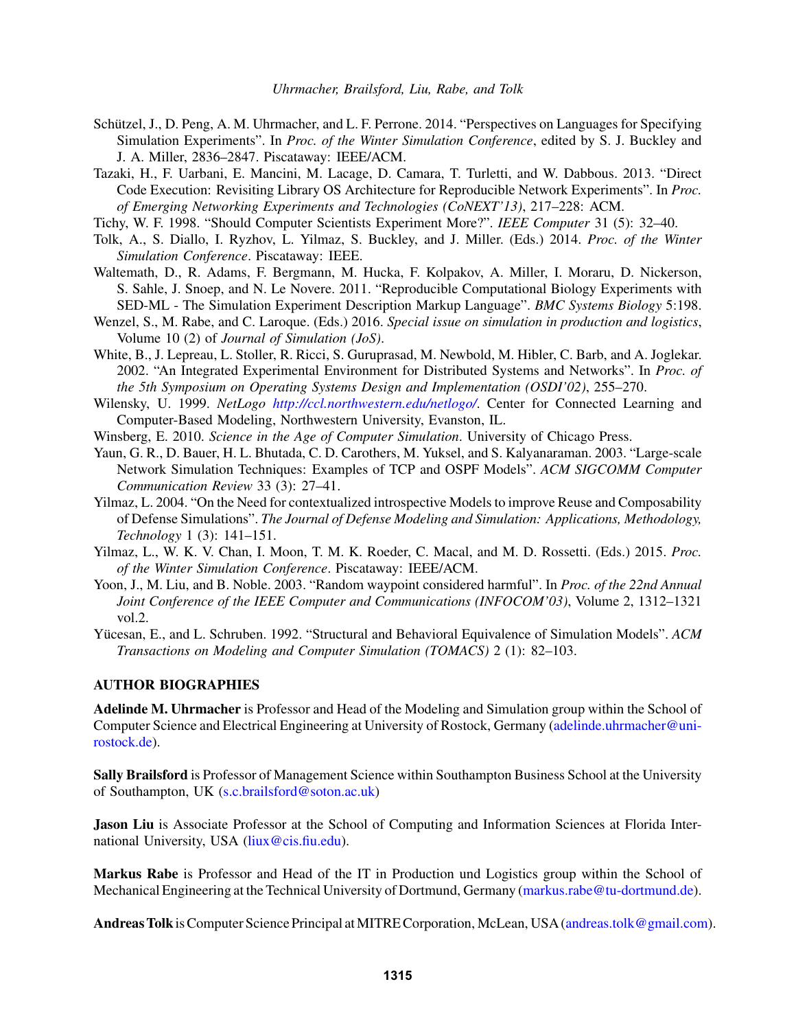Schützel, J., D. Peng, A. M. Uhrmacher, and L. F. Perrone. 2014. "Perspectives on Languages for Specifying Simulation Experiments". In *Proc. of the Winter Simulation Conference*, edited by S. J. Buckley and J. A. Miller, 2836–2847. Piscataway: IEEE/ACM.

Tazaki, H., F. Uarbani, E. Mancini, M. Lacage, D. Camara, T. Turletti, and W. Dabbous. 2013. "Direct Code Execution: Revisiting Library OS Architecture for Reproducible Network Experiments". In *Proc. of Emerging Networking Experiments and Technologies (CoNEXT'13)*, 217–228: ACM.

Tichy, W. F. 1998. "Should Computer Scientists Experiment More?". *IEEE Computer* 31 (5): 32–40.

Tolk, A., S. Diallo, I. Ryzhov, L. Yilmaz, S. Buckley, and J. Miller. (Eds.) 2014. *Proc. of the Winter Simulation Conference*. Piscataway: IEEE.

Waltemath, D., R. Adams, F. Bergmann, M. Hucka, F. Kolpakov, A. Miller, I. Moraru, D. Nickerson, S. Sahle, J. Snoep, and N. Le Novere. 2011. "Reproducible Computational Biology Experiments with SED-ML - The Simulation Experiment Description Markup Language". *BMC Systems Biology* 5:198.

Wenzel, S., M. Rabe, and C. Laroque. (Eds.) 2016. *Special issue on simulation in production and logistics*, Volume 10 (2) of *Journal of Simulation (JoS)*.

White, B., J. Lepreau, L. Stoller, R. Ricci, S. Guruprasad, M. Newbold, M. Hibler, C. Barb, and A. Joglekar. 2002. "An Integrated Experimental Environment for Distributed Systems and Networks". In *Proc. of the 5th Symposium on Operating Systems Design and Implementation (OSDI'02)*, 255–270.

Wilensky, U. 1999. *NetLogo http://ccl.northwestern.edu/netlogo/*. Center for Connected Learning and Computer-Based Modeling, Northwestern University, Evanston, IL.

Winsberg, E. 2010. *Science in the Age of Computer Simulation*. University of Chicago Press.

Yaun, G. R., D. Bauer, H. L. Bhutada, C. D. Carothers, M. Yuksel, and S. Kalyanaraman. 2003. "Large-scale Network Simulation Techniques: Examples of TCP and OSPF Models". *ACM SIGCOMM Computer Communication Review* 33 (3): 27–41.

Yilmaz, L. 2004. "On the Need for contextualized introspective Models to improve Reuse and Composability of Defense Simulations". *The Journal of Defense Modeling and Simulation: Applications, Methodology, Technology* 1 (3): 141–151.

Yilmaz, L., W. K. V. Chan, I. Moon, T. M. K. Roeder, C. Macal, and M. D. Rossetti. (Eds.) 2015. *Proc. of the Winter Simulation Conference*. Piscataway: IEEE/ACM.

Yoon, J., M. Liu, and B. Noble. 2003. "Random waypoint considered harmful". In *Proc. of the 22nd Annual Joint Conference of the IEEE Computer and Communications (INFOCOM'03)*, Volume 2, 1312–1321 vol.2.

Yücesan, E., and L. Schruben. 1992. "Structural and Behavioral Equivalence of Simulation Models". *ACM Transactions on Modeling and Computer Simulation (TOMACS)* 2 (1): 82–103.

## AUTHOR BIOGRAPHIES

**Adelinde M. Uhrmacher** is Professor and Head of the Modeling and Simulation group within the School of Computer Science and Electrical Engineering at University of Rostock, Germany (adelinde.uhrmacher@uni-rostock.de).

**Sally Brailsford** is Professor of Management Science within Southampton Business School at the University of Southampton, UK (s.c.brailsford@soton.ac.uk)

**Jason Liu** is Associate Professor at the School of Computing and Information Sciences at Florida International University, USA (liux@cis.fiu.edu).

**Markus Rabe** is Professor and Head of the IT in Production und Logistics group within the School of Mechanical Engineering at the Technical University of Dortmund, Germany (markus.rabe@tu-dortmund.de).

**Andreas Tolk** is Computer Science Principal at MITRE Corporation, McLean, USA (andreas.tolk@gmail.com).